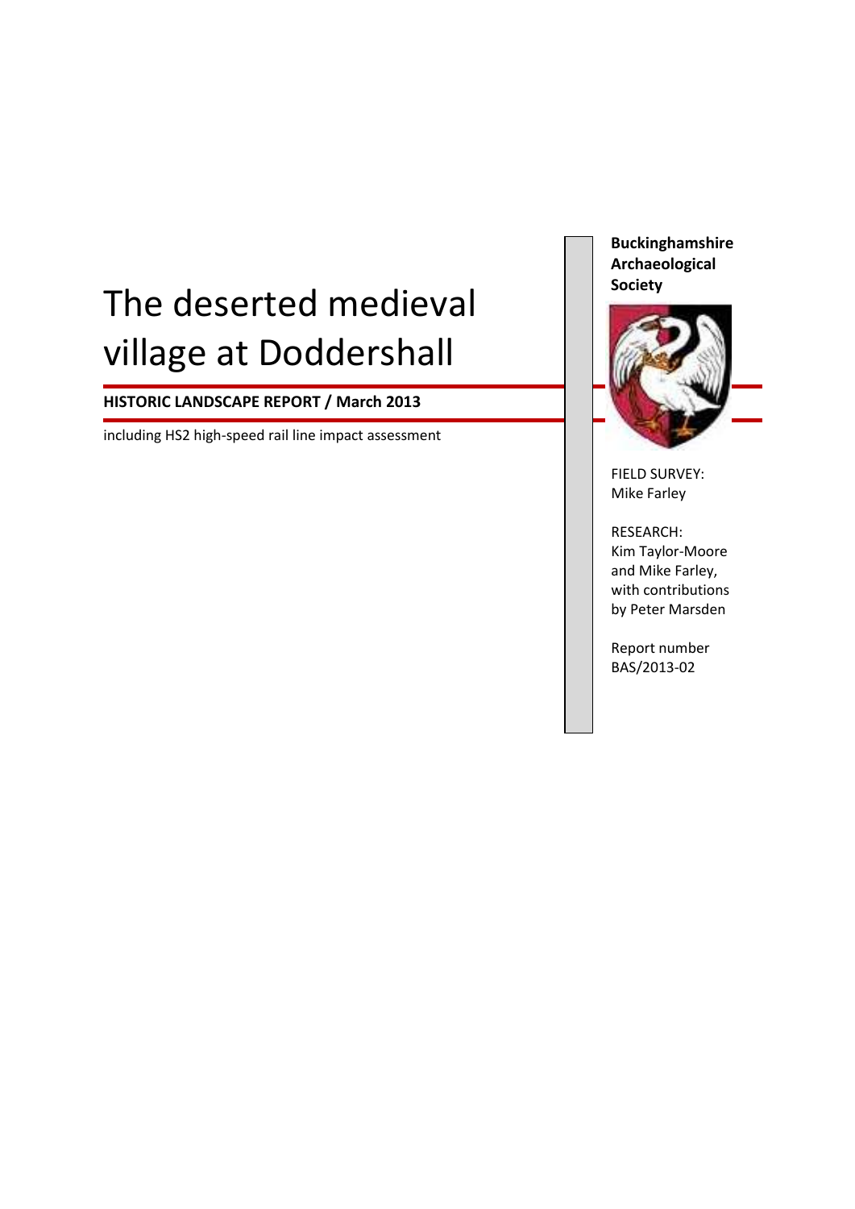# The deserted medieval village at Doddershall

**HISTORIC LANDSCAPE REPORT / March 2013**

including HS2 high-speed rail line impact assessment

**Buckinghamshire Archaeological Society**

FIELD SURVEY:
Mike Farley

RESEARCH:
Kim Taylor-Moore and Mike Farley, with contributions by Peter Marsden

Report number
BAS/2013-02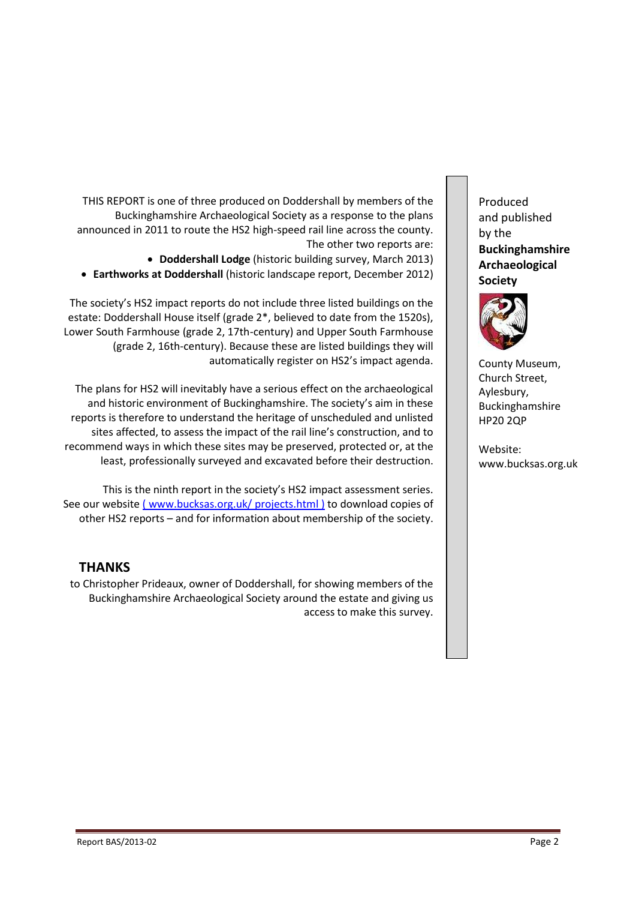THIS REPORT is one of three produced on Doddershall by members of the Buckinghamshire Archaeological Society as a response to the plans announced in 2011 to route the HS2 high-speed rail line across the county. The other two reports are:

- **Doddershall Lodge** (historic building survey, March 2013)
- **Earthworks at Doddershall** (historic landscape report, December 2012)

The society's HS2 impact reports do not include three listed buildings on the estate: Doddershall House itself (grade 2*, believed to date from the 1520s), Lower South Farmhouse (grade 2, 17th-century) and Upper South Farmhouse (grade 2, 16th-century). Because these are listed buildings they will automatically register on HS2's impact agenda.

The plans for HS2 will inevitably have a serious effect on the archaeological and historic environment of Buckinghamshire. The society's aim in these reports is therefore to understand the heritage of unscheduled and unlisted sites affected, to assess the impact of the rail line's construction, and to recommend ways in which these sites may be preserved, protected or, at the least, professionally surveyed and excavated before their destruction.

This is the ninth report in the society's HS2 impact assessment series. See our website ( www.bucksas.org.uk/ projects.html ) to download copies of other HS2 reports – and for information about membership of the society.

## THANKS

to Christopher Prideaux, owner of Doddershall, for showing members of the Buckinghamshire Archaeological Society around the estate and giving us access to make this survey.

Produced and published by the **Buckinghamshire Archaeological Society**

County Museum,
Church Street,
Aylesbury,
Buckinghamshire
HP20 2QP

Website:
www.bucksas.org.uk

Report BAS/2013-02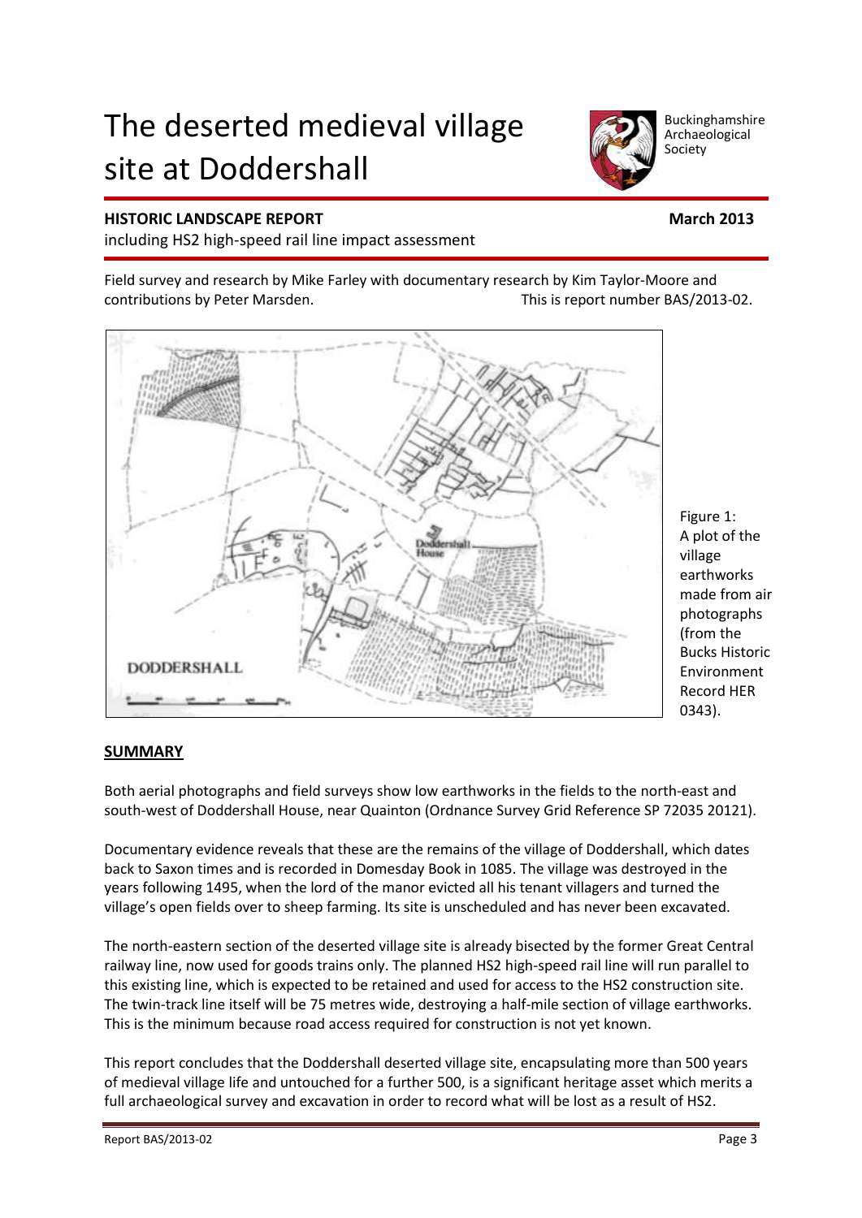# The deserted medieval village site at Doddershall

Buckinghamshire Archaeological Society

**HISTORIC LANDSCAPE REPORT** **March 2013**

including HS2 high-speed rail line impact assessment

Field survey and research by Mike Farley with documentary research by Kim Taylor-Moore and contributions by Peter Marsden. This is report number BAS/2013-02.

Figure 1: A plot of the village earthworks made from air photographs (from the Bucks Historic Environment Record HER 0343).

## SUMMARY

Both aerial photographs and field surveys show low earthworks in the fields to the north-east and south-west of Doddershall House, near Quainton (Ordnance Survey Grid Reference SP 72035 20121).

Documentary evidence reveals that these are the remains of the village of Doddershall, which dates back to Saxon times and is recorded in Domesday Book in 1085. The village was destroyed in the years following 1495, when the lord of the manor evicted all his tenant villagers and turned the village's open fields over to sheep farming. Its site is unscheduled and has never been excavated.

The north-eastern section of the deserted village site is already bisected by the former Great Central railway line, now used for goods trains only. The planned HS2 high-speed rail line will run parallel to this existing line, which is expected to be retained and used for access to the HS2 construction site. The twin-track line itself will be 75 metres wide, destroying a half-mile section of village earthworks. This is the minimum because road access required for construction is not yet known.

This report concludes that the Doddershall deserted village site, encapsulating more than 500 years of medieval village life and untouched for a further 500, is a significant heritage asset which merits a full archaeological survey and excavation in order to record what will be lost as a result of HS2.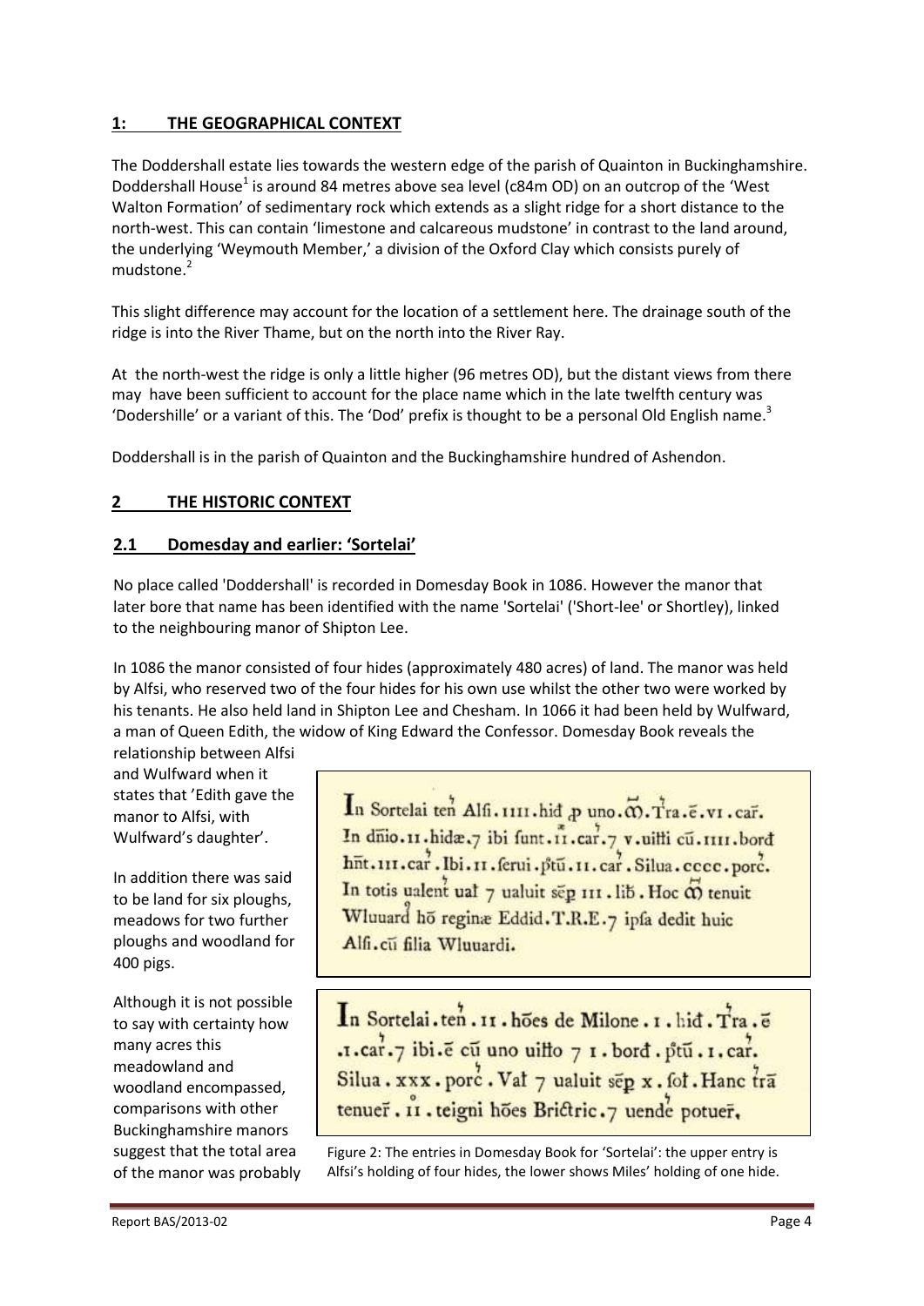## 1: THE GEOGRAPHICAL CONTEXT

The Doddershall estate lies towards the western edge of the parish of Quainton in Buckinghamshire. Doddershall House[1] is around 84 metres above sea level (c84m OD) on an outcrop of the 'West Walton Formation' of sedimentary rock which extends as a slight ridge for a short distance to the north-west. This can contain 'limestone and calcareous mudstone' in contrast to the land around, the underlying 'Weymouth Member,' a division of the Oxford Clay which consists purely of mudstone.[2]

This slight difference may account for the location of a settlement here. The drainage south of the ridge is into the River Thame, but on the north into the River Ray.

At the north-west the ridge is only a little higher (96 metres OD), but the distant views from there may have been sufficient to account for the place name which in the late twelfth century was 'Dodershille' or a variant of this. The 'Dod' prefix is thought to be a personal Old English name.[3]

Doddershall is in the parish of Quainton and the Buckinghamshire hundred of Ashendon.

## 2 THE HISTORIC CONTEXT

### 2.1 Domesday and earlier: 'Sortelai'

No place called 'Doddershall' is recorded in Domesday Book in 1086. However the manor that later bore that name has been identified with the name 'Sortelai' ('Short-lee' or Shortley), linked to the neighbouring manor of Shipton Lee.

In 1086 the manor consisted of four hides (approximately 480 acres) of land. The manor was held by Alfsi, who reserved two of the four hides for his own use whilst the other two were worked by his tenants. He also held land in Shipton Lee and Chesham. In 1066 it had been held by Wulfward, a man of Queen Edith, the widow of King Edward the Confessor. Domesday Book reveals the relationship between Alfsi and Wulfward when it states that 'Edith gave the manor to Alfsi, with Wulfward's daughter'.

In addition there was said to be land for six ploughs, meadows for two further ploughs and woodland for 400 pigs.

Although it is not possible to say with certainty how many acres this meadowland and woodland encompassed, comparisons with other Buckinghamshire manors suggest that the total area of the manor was probably

> In Sortelai ten Alfi . IIII . hid p uno . m . Tra . e . VI . car. In dnio . II . hidæ . 7 ibi sunt . II . car . 7 V . uitti cu . IIII . bord hnt . III . car . Ibi . II . serui . ptu . II . car . Silua . cccc . porc. In totis ualent ual 7 ualuit sep III . lib . Hoc m tenuit Wluuard ho reginæ Eddid . T.R.E . 7 ipsa dedit huic Alfi . cu filia Wluuardi.

> In Sortelai . ten . II . hoes de Milone . I . hid . Tra . e . I . car . 7 ibi . e cu uno uitto 7 I . bord . ptu . I . car. Silua . XXX . porc . Vat 7 ualuit sep X . sol . Hanc tra tenuer . II . teigni hoes Brictric . 7 uende potuer,

Figure 2: The entries in Domesday Book for 'Sortelai': the upper entry is Alfsi's holding of four hides, the lower shows Miles' holding of one hide.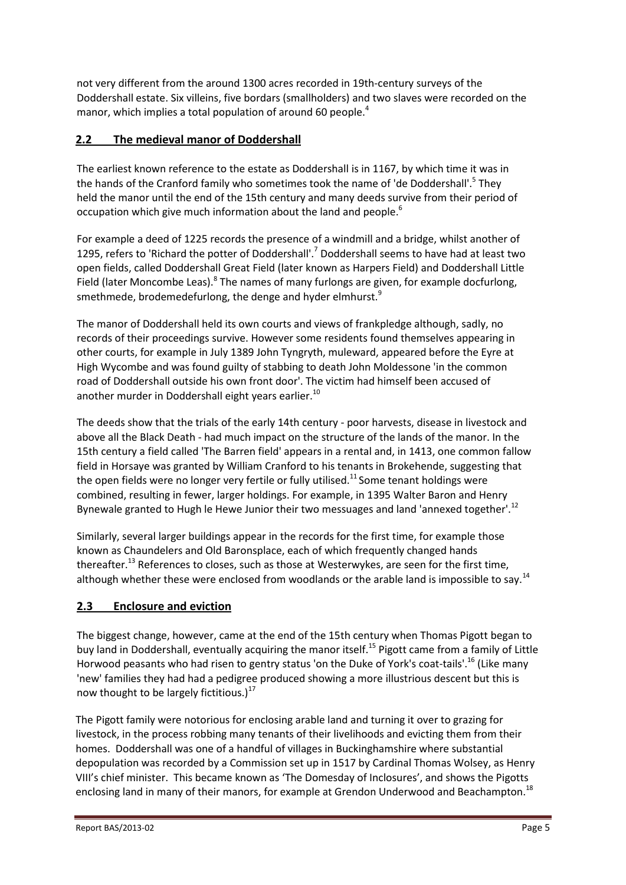not very different from the around 1300 acres recorded in 19th-century surveys of the Doddershall estate. Six villeins, five bordars (smallholders) and two slaves were recorded on the manor, which implies a total population of around 60 people.[4]

## 2.2 The medieval manor of Doddershall

The earliest known reference to the estate as Doddershall is in 1167, by which time it was in the hands of the Cranford family who sometimes took the name of 'de Doddershall'.[5] They held the manor until the end of the 15th century and many deeds survive from their period of occupation which give much information about the land and people.[6]

For example a deed of 1225 records the presence of a windmill and a bridge, whilst another of 1295, refers to 'Richard the potter of Doddershall'.[7] Doddershall seems to have had at least two open fields, called Doddershall Great Field (later known as Harpers Field) and Doddershall Little Field (later Moncombe Leas).[8] The names of many furlongs are given, for example docfurlong, smethmede, brodemedefurlong, the denge and hyder elmhurst.[9]

The manor of Doddershall held its own courts and views of frankpledge although, sadly, no records of their proceedings survive. However some residents found themselves appearing in other courts, for example in July 1389 John Tyngryth, muleward, appeared before the Eyre at High Wycombe and was found guilty of stabbing to death John Moldessone 'in the common road of Doddershall outside his own front door'. The victim had himself been accused of another murder in Doddershall eight years earlier.[10]

The deeds show that the trials of the early 14th century - poor harvests, disease in livestock and above all the Black Death - had much impact on the structure of the lands of the manor. In the 15th century a field called 'The Barren field' appears in a rental and, in 1413, one common fallow field in Horsaye was granted by William Cranford to his tenants in Brokehende, suggesting that the open fields were no longer very fertile or fully utilised.[11] Some tenant holdings were combined, resulting in fewer, larger holdings. For example, in 1395 Walter Baron and Henry Bynewale granted to Hugh le Hewe Junior their two messuages and land 'annexed together'.[12]

Similarly, several larger buildings appear in the records for the first time, for example those known as Chaundelers and Old Baronsplace, each of which frequently changed hands thereafter.[13] References to closes, such as those at Westerwykes, are seen for the first time, although whether these were enclosed from woodlands or the arable land is impossible to say.[14]

## 2.3 Enclosure and eviction

The biggest change, however, came at the end of the 15th century when Thomas Pigott began to buy land in Doddershall, eventually acquiring the manor itself.[15] Pigott came from a family of Little Horwood peasants who had risen to gentry status 'on the Duke of York's coat-tails'.[16] (Like many 'new' families they had had a pedigree produced showing a more illustrious descent but this is now thought to be largely fictitious.)[17]

The Pigott family were notorious for enclosing arable land and turning it over to grazing for livestock, in the process robbing many tenants of their livelihoods and evicting them from their homes. Doddershall was one of a handful of villages in Buckinghamshire where substantial depopulation was recorded by a Commission set up in 1517 by Cardinal Thomas Wolsey, as Henry VIII's chief minister. This became known as 'The Domesday of Inclosures', and shows the Pigotts enclosing land in many of their manors, for example at Grendon Underwood and Beachampton.[18]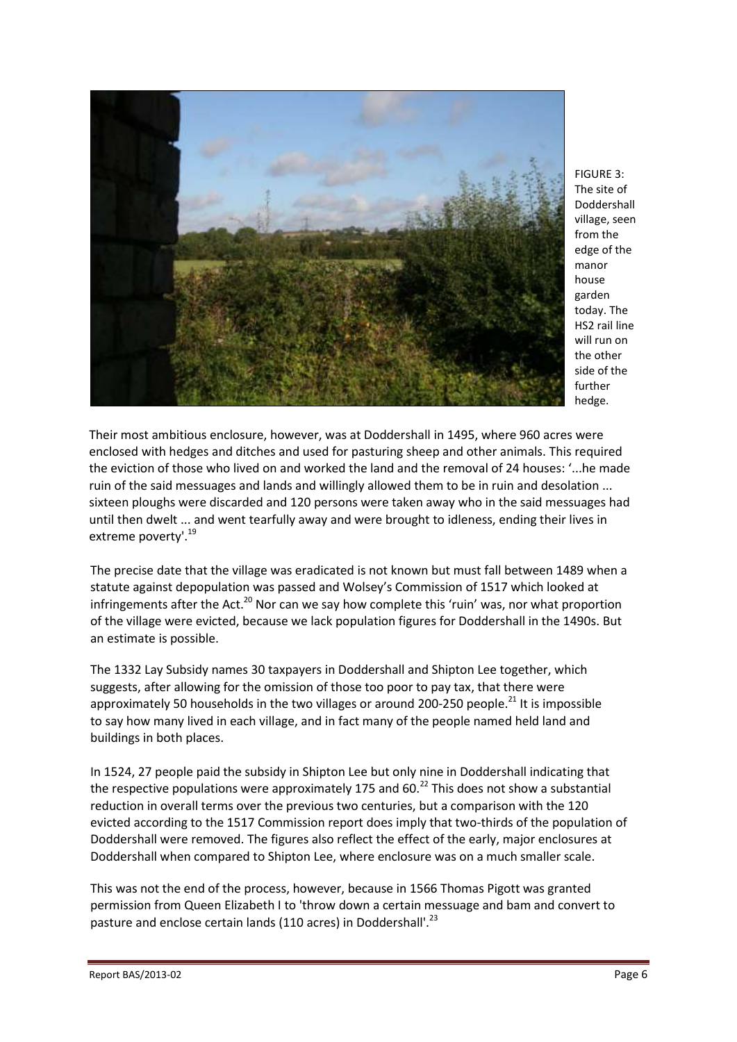FIGURE 3: The site of Doddershall village, seen from the edge of the manor house garden today. The HS2 rail line will run on the other side of the further hedge.

Their most ambitious enclosure, however, was at Doddershall in 1495, where 960 acres were enclosed with hedges and ditches and used for pasturing sheep and other animals. This required the eviction of those who lived on and worked the land and the removal of 24 houses: '...he made ruin of the said messuages and lands and willingly allowed them to be in ruin and desolation ... sixteen ploughs were discarded and 120 persons were taken away who in the said messuages had until then dwelt ... and went tearfully away and were brought to idleness, ending their lives in extreme poverty'.[19]

The precise date that the village was eradicated is not known but must fall between 1489 when a statute against depopulation was passed and Wolsey's Commission of 1517 which looked at infringements after the Act.[20] Nor can we say how complete this 'ruin' was, nor what proportion of the village were evicted, because we lack population figures for Doddershall in the 1490s. But an estimate is possible.

The 1332 Lay Subsidy names 30 taxpayers in Doddershall and Shipton Lee together, which suggests, after allowing for the omission of those too poor to pay tax, that there were approximately 50 households in the two villages or around 200-250 people.[21] It is impossible to say how many lived in each village, and in fact many of the people named held land and buildings in both places.

In 1524, 27 people paid the subsidy in Shipton Lee but only nine in Doddershall indicating that the respective populations were approximately 175 and 60.[22] This does not show a substantial reduction in overall terms over the previous two centuries, but a comparison with the 120 evicted according to the 1517 Commission report does imply that two-thirds of the population of Doddershall were removed. The figures also reflect the effect of the early, major enclosures at Doddershall when compared to Shipton Lee, where enclosure was on a much smaller scale.

This was not the end of the process, however, because in 1566 Thomas Pigott was granted permission from Queen Elizabeth I to 'throw down a certain messuage and bam and convert to pasture and enclose certain lands (110 acres) in Doddershall'.[23]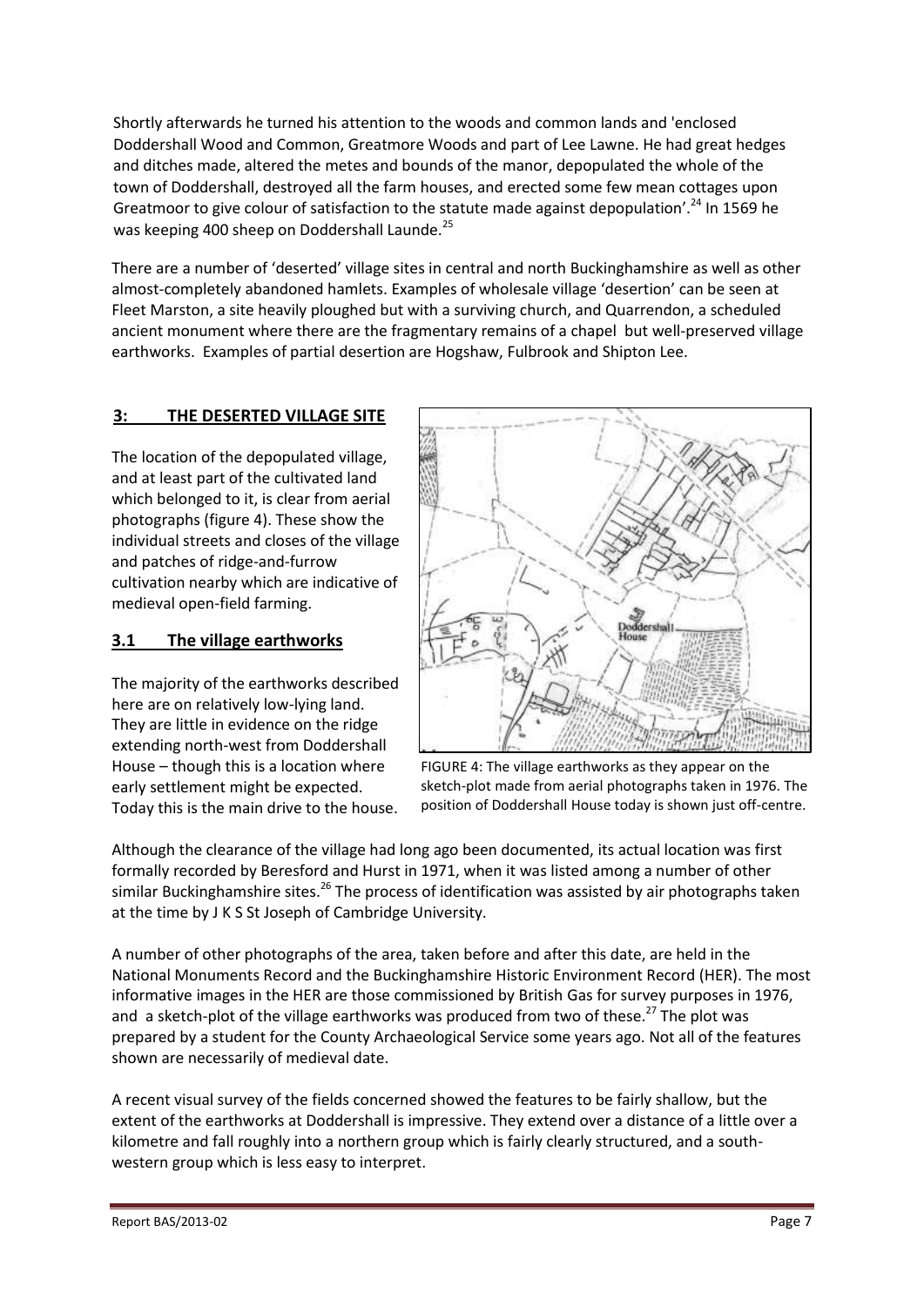Shortly afterwards he turned his attention to the woods and common lands and 'enclosed Doddershall Wood and Common, Greatmore Woods and part of Lee Lawne. He had great hedges and ditches made, altered the metes and bounds of the manor, depopulated the whole of the town of Doddershall, destroyed all the farm houses, and erected some few mean cottages upon Greatmoor to give colour of satisfaction to the statute made against depopulation'.[24] In 1569 he was keeping 400 sheep on Doddershall Launde.[25]

There are a number of 'deserted' village sites in central and north Buckinghamshire as well as other almost-completely abandoned hamlets. Examples of wholesale village 'desertion' can be seen at Fleet Marston, a site heavily ploughed but with a surviving church, and Quarrendon, a scheduled ancient monument where there are the fragmentary remains of a chapel but well-preserved village earthworks. Examples of partial desertion are Hogshaw, Fulbrook and Shipton Lee.

## 3: THE DESERTED VILLAGE SITE

The location of the depopulated village, and at least part of the cultivated land which belonged to it, is clear from aerial photographs (figure 4). These show the individual streets and closes of the village and patches of ridge-and-furrow cultivation nearby which are indicative of medieval open-field farming.

### 3.1 The village earthworks

The majority of the earthworks described here are on relatively low-lying land. They are little in evidence on the ridge extending north-west from Doddershall House – though this is a location where early settlement might be expected. Today this is the main drive to the house.

FIGURE 4: The village earthworks as they appear on the sketch-plot made from aerial photographs taken in 1976. The position of Doddershall House today is shown just off-centre.

Although the clearance of the village had long ago been documented, its actual location was first formally recorded by Beresford and Hurst in 1971, when it was listed among a number of other similar Buckinghamshire sites.[26] The process of identification was assisted by air photographs taken at the time by J K S St Joseph of Cambridge University.

A number of other photographs of the area, taken before and after this date, are held in the National Monuments Record and the Buckinghamshire Historic Environment Record (HER). The most informative images in the HER are those commissioned by British Gas for survey purposes in 1976, and a sketch-plot of the village earthworks was produced from two of these.[27] The plot was prepared by a student for the County Archaeological Service some years ago. Not all of the features shown are necessarily of medieval date.

A recent visual survey of the fields concerned showed the features to be fairly shallow, but the extent of the earthworks at Doddershall is impressive. They extend over a distance of a little over a kilometre and fall roughly into a northern group which is fairly clearly structured, and a south-western group which is less easy to interpret.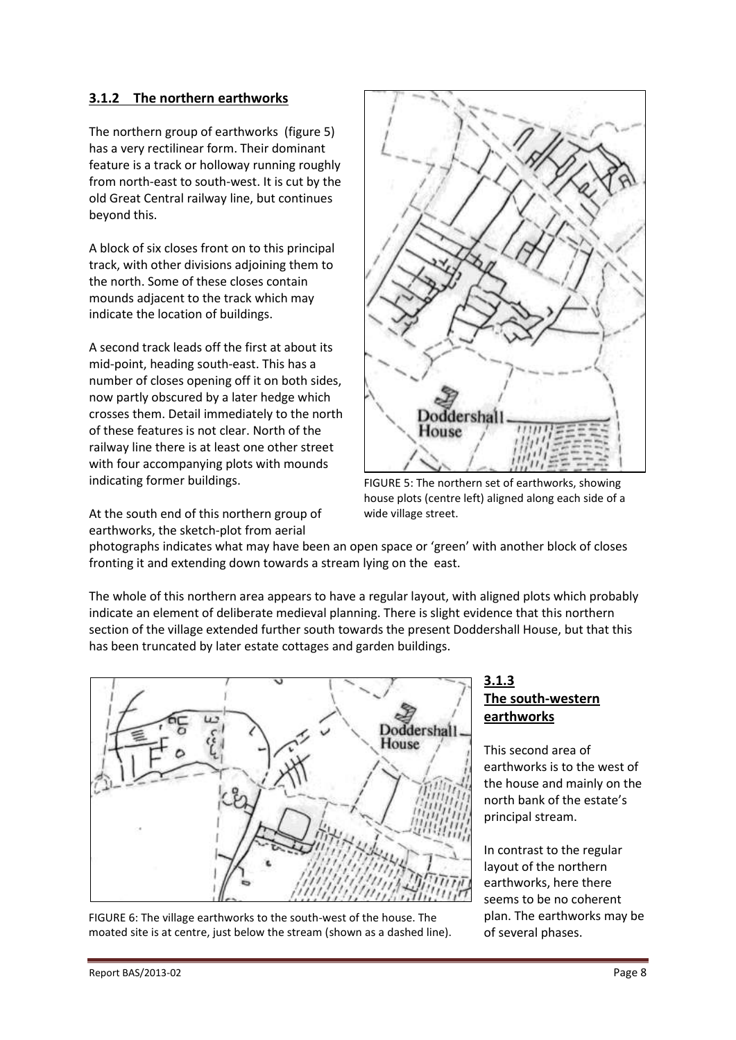### 3.1.2 The northern earthworks

The northern group of earthworks (figure 5) has a very rectilinear form. Their dominant feature is a track or holloway running roughly from north-east to south-west. It is cut by the old Great Central railway line, but continues beyond this.

A block of six closes front on to this principal track, with other divisions adjoining them to the north. Some of these closes contain mounds adjacent to the track which may indicate the location of buildings.

A second track leads off the first at about its mid-point, heading south-east. This has a number of closes opening off it on both sides, now partly obscured by a later hedge which crosses them. Detail immediately to the north of these features is not clear. North of the railway line there is at least one other street with four accompanying plots with mounds indicating former buildings.

FIGURE 5: The northern set of earthworks, showing house plots (centre left) aligned along each side of a wide village street.

At the south end of this northern group of earthworks, the sketch-plot from aerial photographs indicates what may have been an open space or 'green' with another block of closes fronting it and extending down towards a stream lying on the east.

The whole of this northern area appears to have a regular layout, with aligned plots which probably indicate an element of deliberate medieval planning. There is slight evidence that this northern section of the village extended further south towards the present Doddershall House, but that this has been truncated by later estate cottages and garden buildings.

FIGURE 6: The village earthworks to the south-west of the house. The moated site is at centre, just below the stream (shown as a dashed line).

### 3.1.3 The south-western earthworks

This second area of earthworks is to the west of the house and mainly on the north bank of the estate's principal stream.

In contrast to the regular layout of the northern earthworks, here there seems to be no coherent plan. The earthworks may be of several phases.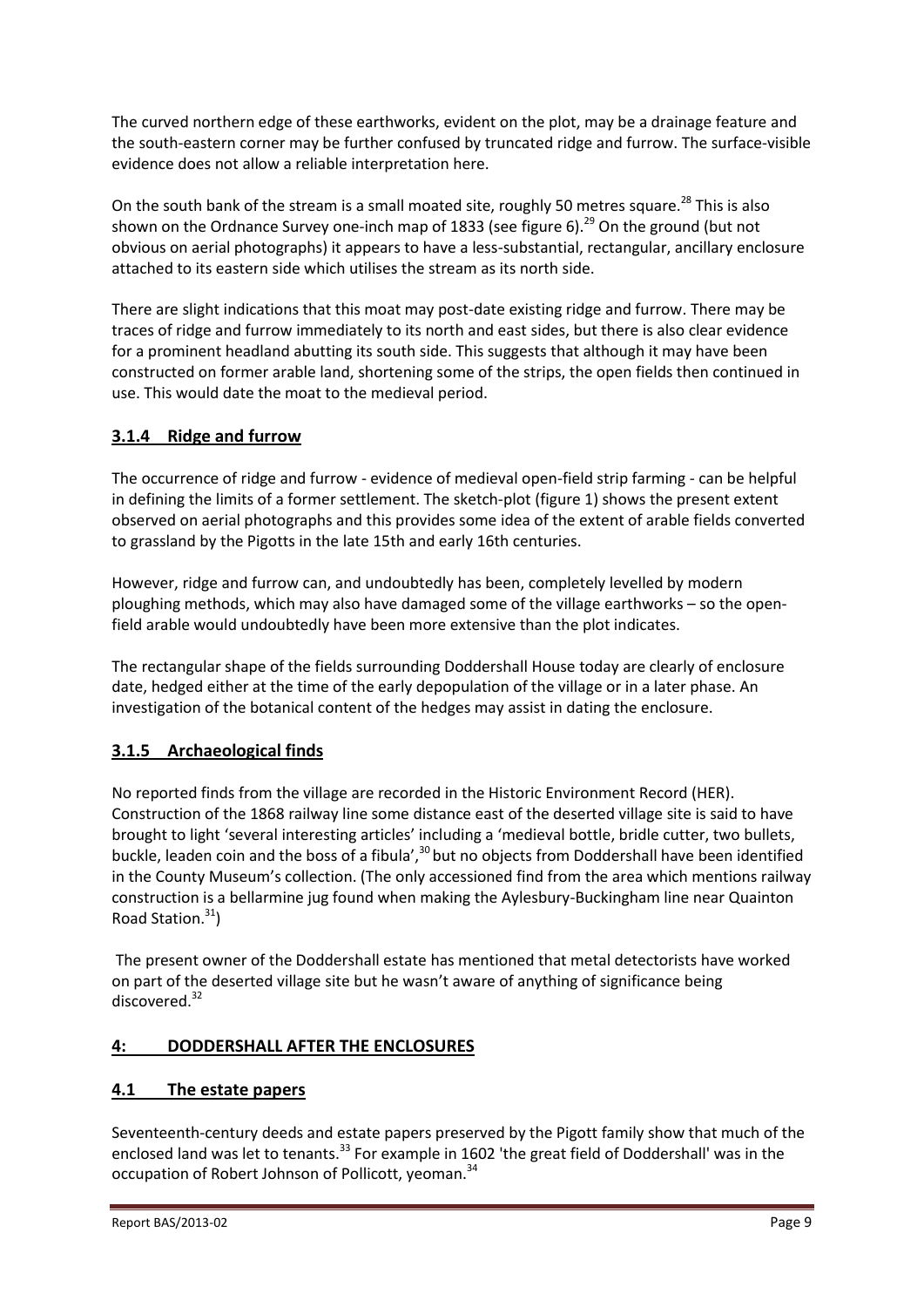The curved northern edge of these earthworks, evident on the plot, may be a drainage feature and the south-eastern corner may be further confused by truncated ridge and furrow. The surface-visible evidence does not allow a reliable interpretation here.

On the south bank of the stream is a small moated site, roughly 50 metres square.[28] This is also shown on the Ordnance Survey one-inch map of 1833 (see figure 6).[29] On the ground (but not obvious on aerial photographs) it appears to have a less-substantial, rectangular, ancillary enclosure attached to its eastern side which utilises the stream as its north side.

There are slight indications that this moat may post-date existing ridge and furrow. There may be traces of ridge and furrow immediately to its north and east sides, but there is also clear evidence for a prominent headland abutting its south side. This suggests that although it may have been constructed on former arable land, shortening some of the strips, the open fields then continued in use. This would date the moat to the medieval period.

### 3.1.4 Ridge and furrow

The occurrence of ridge and furrow - evidence of medieval open-field strip farming - can be helpful in defining the limits of a former settlement. The sketch-plot (figure 1) shows the present extent observed on aerial photographs and this provides some idea of the extent of arable fields converted to grassland by the Pigotts in the late 15th and early 16th centuries.

However, ridge and furrow can, and undoubtedly has been, completely levelled by modern ploughing methods, which may also have damaged some of the village earthworks – so the open-field arable would undoubtedly have been more extensive than the plot indicates.

The rectangular shape of the fields surrounding Doddershall House today are clearly of enclosure date, hedged either at the time of the early depopulation of the village or in a later phase. An investigation of the botanical content of the hedges may assist in dating the enclosure.

### 3.1.5 Archaeological finds

No reported finds from the village are recorded in the Historic Environment Record (HER). Construction of the 1868 railway line some distance east of the deserted village site is said to have brought to light 'several interesting articles' including a 'medieval bottle, bridle cutter, two bullets, buckle, leaden coin and the boss of a fibula',[30] but no objects from Doddershall have been identified in the County Museum's collection. (The only accessioned find from the area which mentions railway construction is a bellarmine jug found when making the Aylesbury-Buckingham line near Quainton Road Station.[31])

The present owner of the Doddershall estate has mentioned that metal detectorists have worked on part of the deserted village site but he wasn't aware of anything of significance being discovered.[32]

## 4: DODDERSHALL AFTER THE ENCLOSURES

### 4.1 The estate papers

Seventeenth-century deeds and estate papers preserved by the Pigott family show that much of the enclosed land was let to tenants.[33] For example in 1602 'the great field of Doddershall' was in the occupation of Robert Johnson of Pollicott, yeoman.[34]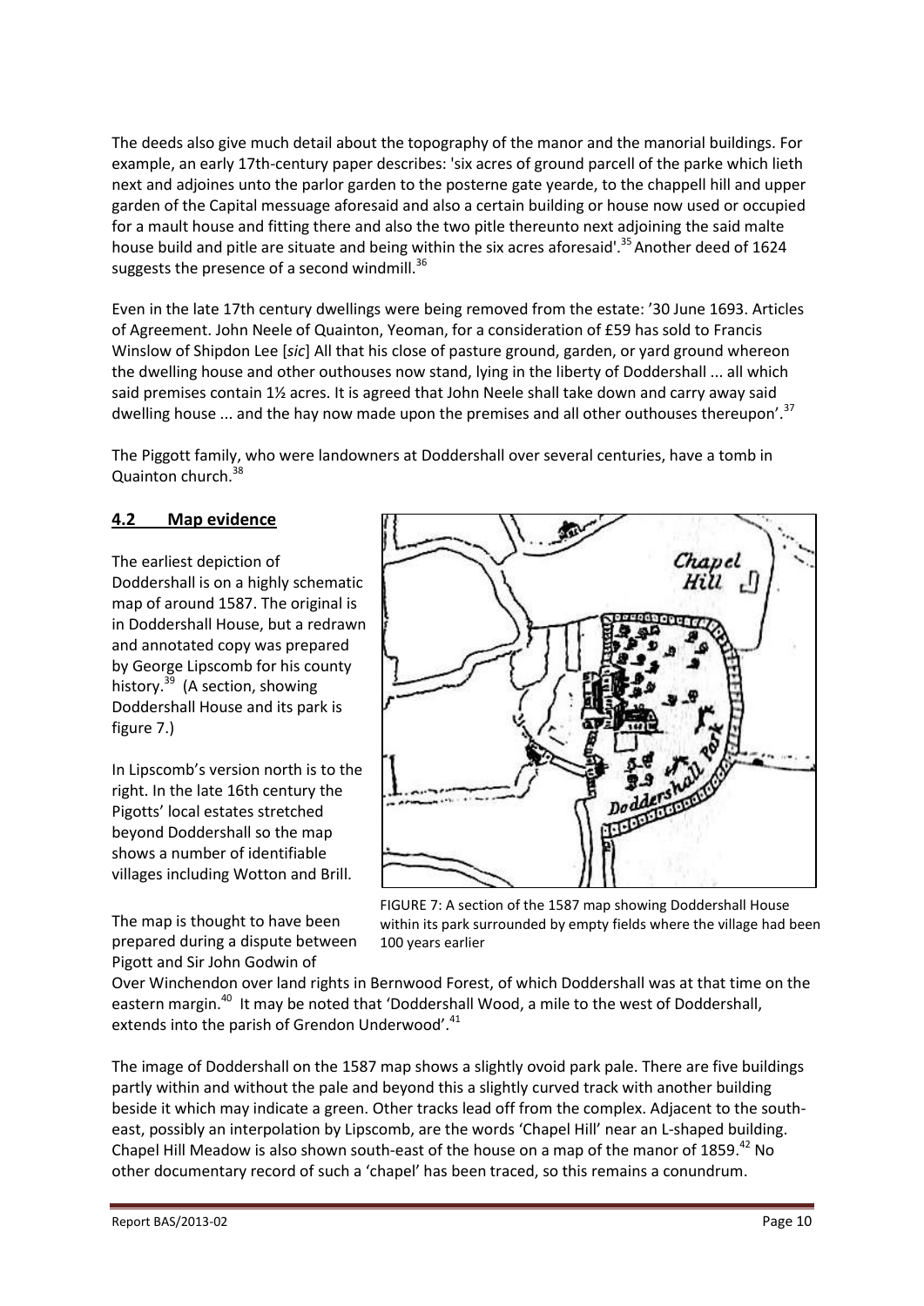The deeds also give much detail about the topography of the manor and the manorial buildings. For example, an early 17th-century paper describes: 'six acres of ground parcell of the parke which lieth next and adjoines unto the parlor garden to the posterne gate yearde, to the chappell hill and upper garden of the Capital messuage aforesaid and also a certain building or house now used or occupied for a mault house and fitting there and also the two pitle thereunto next adjoining the said malte house build and pitle are situate and being within the six acres aforesaid'.[35] Another deed of 1624 suggests the presence of a second windmill.[36]

Even in the late 17th century dwellings were being removed from the estate: '30 June 1693. Articles of Agreement. John Neele of Quainton, Yeoman, for a consideration of £59 has sold to Francis Winslow of Shipdon Lee [*sic*] All that his close of pasture ground, garden, or yard ground whereon the dwelling house and other outhouses now stand, lying in the liberty of Doddershall ... all which said premises contain 1½ acres. It is agreed that John Neele shall take down and carry away said dwelling house ... and the hay now made upon the premises and all other outhouses thereupon'.[37]

The Piggott family, who were landowners at Doddershall over several centuries, have a tomb in Quainton church.[38]

## 4.2 Map evidence

The earliest depiction of Doddershall is on a highly schematic map of around 1587. The original is in Doddershall House, but a redrawn and annotated copy was prepared by George Lipscomb for his county history.[39] (A section, showing Doddershall House and its park is figure 7.)

In Lipscomb's version north is to the right. In the late 16th century the Pigotts' local estates stretched beyond Doddershall so the map shows a number of identifiable villages including Wotton and Brill.

FIGURE 7: A section of the 1587 map showing Doddershall House within its park surrounded by empty fields where the village had been 100 years earlier

The map is thought to have been prepared during a dispute between Pigott and Sir John Godwin of Over Winchendon over land rights in Bernwood Forest, of which Doddershall was at that time on the eastern margin.[40] It may be noted that 'Doddershall Wood, a mile to the west of Doddershall, extends into the parish of Grendon Underwood'.[41]

The image of Doddershall on the 1587 map shows a slightly ovoid park pale. There are five buildings partly within and without the pale and beyond this a slightly curved track with another building beside it which may indicate a green. Other tracks lead off from the complex. Adjacent to the south-east, possibly an interpolation by Lipscomb, are the words 'Chapel Hill' near an L-shaped building. Chapel Hill Meadow is also shown south-east of the house on a map of the manor of 1859.[42] No other documentary record of such a 'chapel' has been traced, so this remains a conundrum.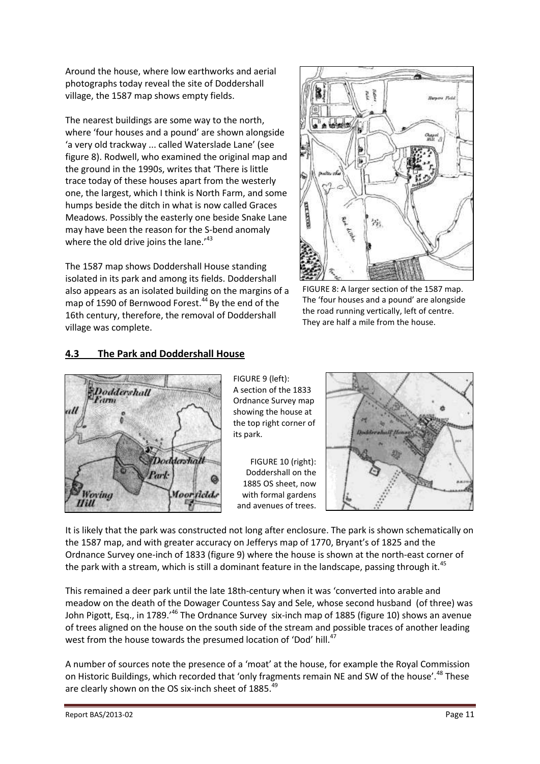Around the house, where low earthworks and aerial photographs today reveal the site of Doddershall village, the 1587 map shows empty fields.

The nearest buildings are some way to the north, where 'four houses and a pound' are shown alongside 'a very old trackway ... called Waterslade Lane' (see figure 8). Rodwell, who examined the original map and the ground in the 1990s, writes that 'There is little trace today of these houses apart from the westerly one, the largest, which I think is North Farm, and some humps beside the ditch in what is now called Graces Meadows. Possibly the easterly one beside Snake Lane may have been the reason for the S-bend anomaly where the old drive joins the lane.'[43]

The 1587 map shows Doddershall House standing isolated in its park and among its fields. Doddershall also appears as an isolated building on the margins of a map of 1590 of Bernwood Forest.[44] By the end of the 16th century, therefore, the removal of Doddershall village was complete.

FIGURE 8: A larger section of the 1587 map. The 'four houses and a pound' are alongside the road running vertically, left of centre. They are half a mile from the house.

## 4.3 The Park and Doddershall House

FIGURE 9 (left): A section of the 1833 Ordnance Survey map showing the house at the top right corner of its park.

FIGURE 10 (right): Doddershall on the 1885 OS sheet, now with formal gardens and avenues of trees.

It is likely that the park was constructed not long after enclosure. The park is shown schematically on the 1587 map, and with greater accuracy on Jefferys map of 1770, Bryant's of 1825 and the Ordnance Survey one-inch of 1833 (figure 9) where the house is shown at the north-east corner of the park with a stream, which is still a dominant feature in the landscape, passing through it.[45]

This remained a deer park until the late 18th-century when it was 'converted into arable and meadow on the death of the Dowager Countess Say and Sele, whose second husband (of three) was John Pigott, Esq., in 1789.'[46] The Ordnance Survey six-inch map of 1885 (figure 10) shows an avenue of trees aligned on the house on the south side of the stream and possible traces of another leading west from the house towards the presumed location of 'Dod' hill.[47]

A number of sources note the presence of a 'moat' at the house, for example the Royal Commission on Historic Buildings, which recorded that 'only fragments remain NE and SW of the house'.[48] These are clearly shown on the OS six-inch sheet of 1885.[49]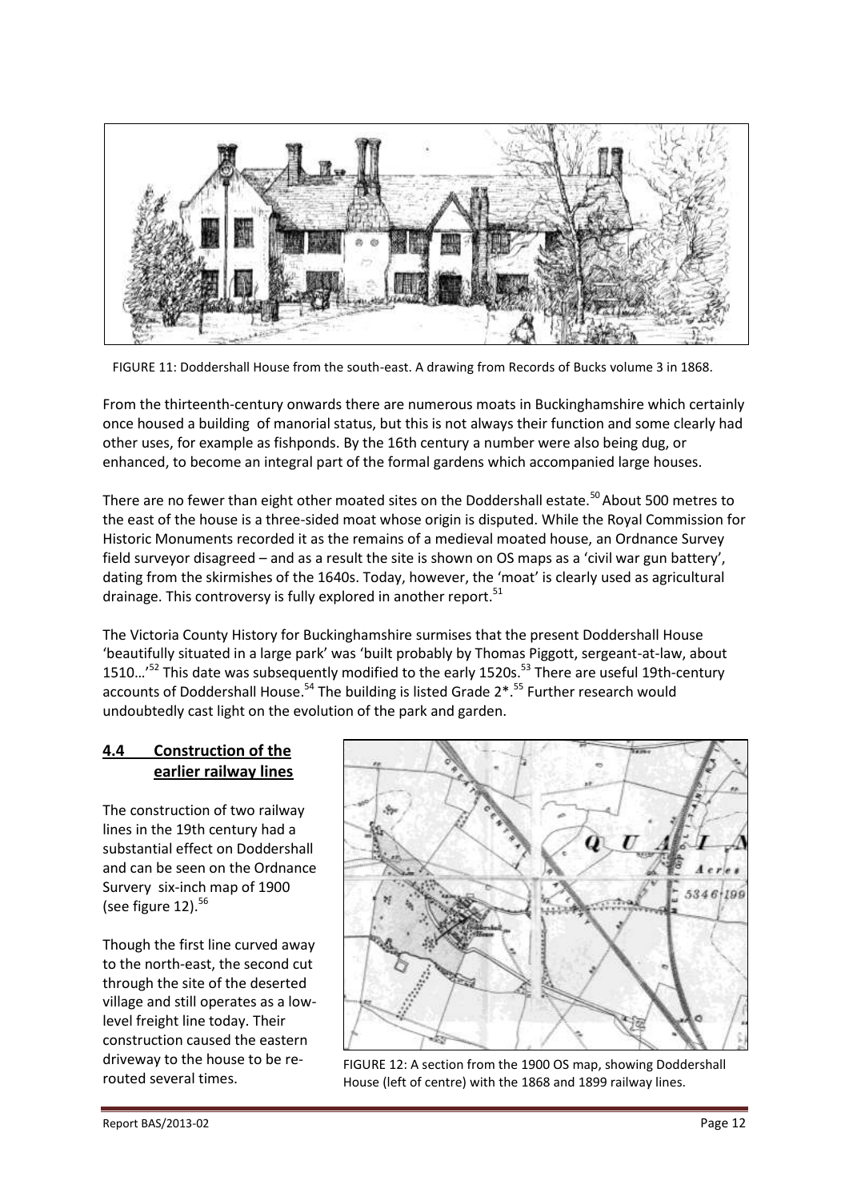FIGURE 11: Doddershall House from the south-east. A drawing from Records of Bucks volume 3 in 1868.

From the thirteenth-century onwards there are numerous moats in Buckinghamshire which certainly once housed a building of manorial status, but this is not always their function and some clearly had other uses, for example as fishponds. By the 16th century a number were also being dug, or enhanced, to become an integral part of the formal gardens which accompanied large houses.

There are no fewer than eight other moated sites on the Doddershall estate.[50] About 500 metres to the east of the house is a three-sided moat whose origin is disputed. While the Royal Commission for Historic Monuments recorded it as the remains of a medieval moated house, an Ordnance Survey field surveyor disagreed – and as a result the site is shown on OS maps as a 'civil war gun battery', dating from the skirmishes of the 1640s. Today, however, the 'moat' is clearly used as agricultural drainage. This controversy is fully explored in another report.[51]

The Victoria County History for Buckinghamshire surmises that the present Doddershall House 'beautifully situated in a large park' was 'built probably by Thomas Piggott, sergeant-at-law, about 1510…'[52] This date was subsequently modified to the early 1520s.[53] There are useful 19th-century accounts of Doddershall House.[54] The building is listed Grade 2*.[55] Further research would undoubtedly cast light on the evolution of the park and garden.

## 4.4 Construction of the earlier railway lines

The construction of two railway lines in the 19th century had a substantial effect on Doddershall and can be seen on the Ordnance Survery six-inch map of 1900 (see figure 12).[56]

Though the first line curved away to the north-east, the second cut through the site of the deserted village and still operates as a low-level freight line today. Their construction caused the eastern driveway to the house to be re-routed several times.

FIGURE 12: A section from the 1900 OS map, showing Doddershall House (left of centre) with the 1868 and 1899 railway lines.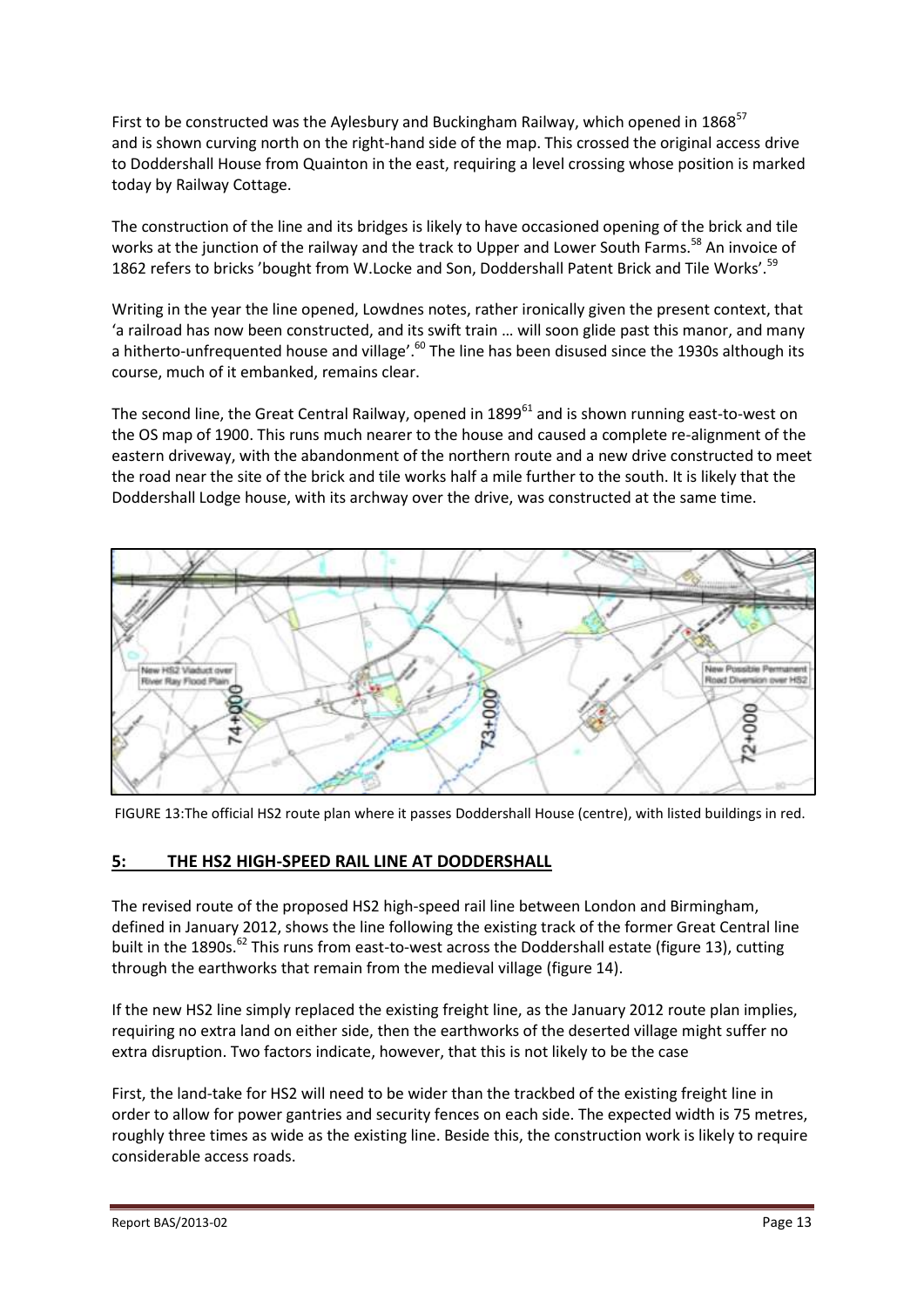First to be constructed was the Aylesbury and Buckingham Railway, which opened in 1868[57] and is shown curving north on the right-hand side of the map. This crossed the original access drive to Doddershall House from Quainton in the east, requiring a level crossing whose position is marked today by Railway Cottage.

The construction of the line and its bridges is likely to have occasioned opening of the brick and tile works at the junction of the railway and the track to Upper and Lower South Farms.[58] An invoice of 1862 refers to bricks 'bought from W.Locke and Son, Doddershall Patent Brick and Tile Works'.[59]

Writing in the year the line opened, Lowdnes notes, rather ironically given the present context, that 'a railroad has now been constructed, and its swift train … will soon glide past this manor, and many a hitherto-unfrequented house and village'.[60] The line has been disused since the 1930s although its course, much of it embanked, remains clear.

The second line, the Great Central Railway, opened in 1899[61] and is shown running east-to-west on the OS map of 1900. This runs much nearer to the house and caused a complete re-alignment of the eastern driveway, with the abandonment of the northern route and a new drive constructed to meet the road near the site of the brick and tile works half a mile further to the south. It is likely that the Doddershall Lodge house, with its archway over the drive, was constructed at the same time.

FIGURE 13:The official HS2 route plan where it passes Doddershall House (centre), with listed buildings in red.

## 5: THE HS2 HIGH-SPEED RAIL LINE AT DODDERSHALL

The revised route of the proposed HS2 high-speed rail line between London and Birmingham, defined in January 2012, shows the line following the existing track of the former Great Central line built in the 1890s.[62] This runs from east-to-west across the Doddershall estate (figure 13), cutting through the earthworks that remain from the medieval village (figure 14).

If the new HS2 line simply replaced the existing freight line, as the January 2012 route plan implies, requiring no extra land on either side, then the earthworks of the deserted village might suffer no extra disruption. Two factors indicate, however, that this is not likely to be the case

First, the land-take for HS2 will need to be wider than the trackbed of the existing freight line in order to allow for power gantries and security fences on each side. The expected width is 75 metres, roughly three times as wide as the existing line. Beside this, the construction work is likely to require considerable access roads.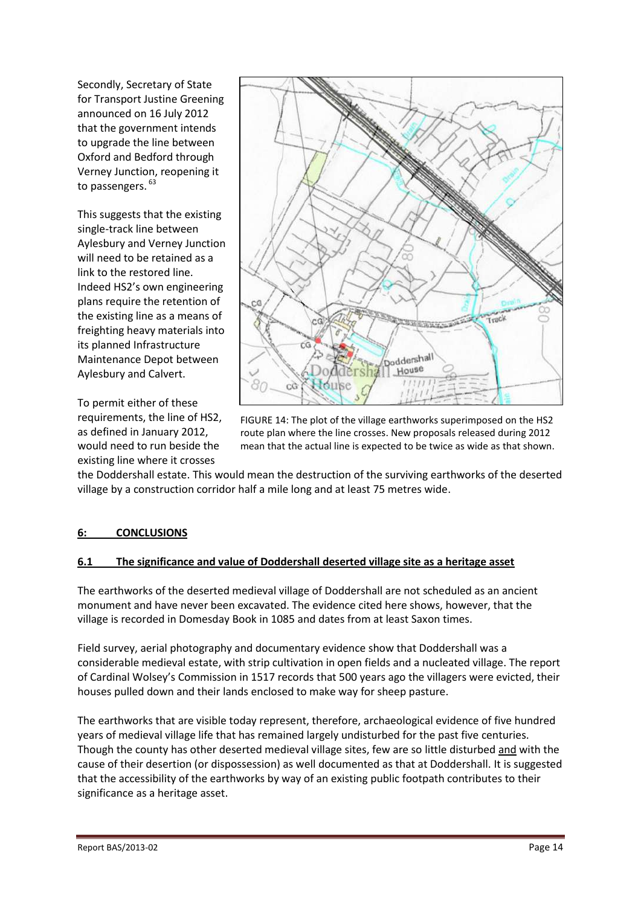Secondly, Secretary of State for Transport Justine Greening announced on 16 July 2012 that the government intends to upgrade the line between Oxford and Bedford through Verney Junction, reopening it to passengers. [63]

This suggests that the existing single-track line between Aylesbury and Verney Junction will need to be retained as a link to the restored line. Indeed HS2's own engineering plans require the retention of the existing line as a means of freighting heavy materials into its planned Infrastructure Maintenance Depot between Aylesbury and Calvert.

To permit either of these requirements, the line of HS2, as defined in January 2012, would need to run beside the existing line where it crosses the Doddershall estate. This would mean the destruction of the surviving earthworks of the deserted village by a construction corridor half a mile long and at least 75 metres wide.

FIGURE 14: The plot of the village earthworks superimposed on the HS2 route plan where the line crosses. New proposals released during 2012 mean that the actual line is expected to be twice as wide as that shown.

## 6: CONCLUSIONS

### 6.1 The significance and value of Doddershall deserted village site as a heritage asset

The earthworks of the deserted medieval village of Doddershall are not scheduled as an ancient monument and have never been excavated. The evidence cited here shows, however, that the village is recorded in Domesday Book in 1085 and dates from at least Saxon times.

Field survey, aerial photography and documentary evidence show that Doddershall was a considerable medieval estate, with strip cultivation in open fields and a nucleated village. The report of Cardinal Wolsey's Commission in 1517 records that 500 years ago the villagers were evicted, their houses pulled down and their lands enclosed to make way for sheep pasture.

The earthworks that are visible today represent, therefore, archaeological evidence of five hundred years of medieval village life that has remained largely undisturbed for the past five centuries. Though the county has other deserted medieval village sites, few are so little disturbed and with the cause of their desertion (or dispossession) as well documented as that at Doddershall. It is suggested that the accessibility of the earthworks by way of an existing public footpath contributes to their significance as a heritage asset.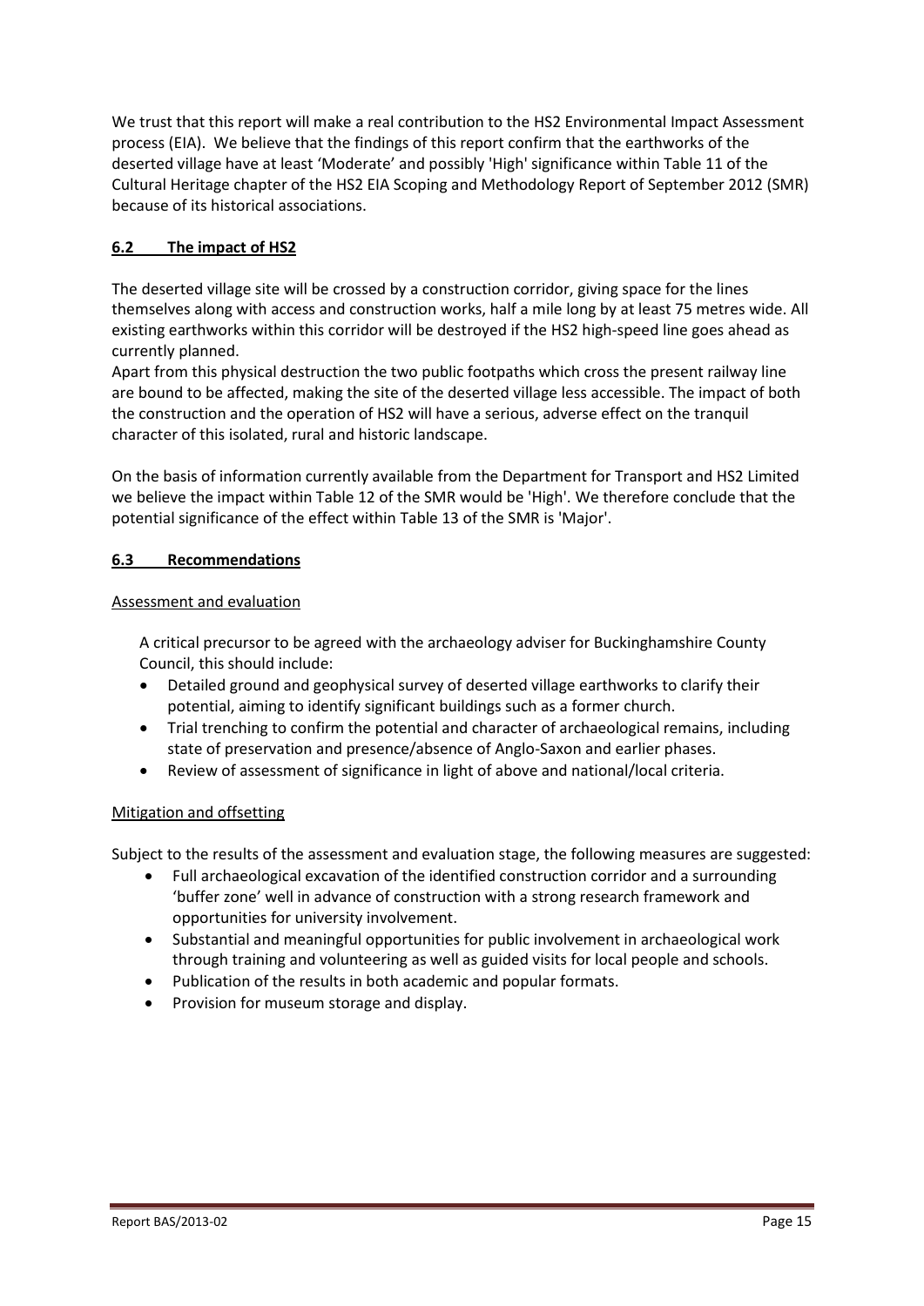We trust that this report will make a real contribution to the HS2 Environmental Impact Assessment process (EIA). We believe that the findings of this report confirm that the earthworks of the deserted village have at least 'Moderate' and possibly 'High' significance within Table 11 of the Cultural Heritage chapter of the HS2 EIA Scoping and Methodology Report of September 2012 (SMR) because of its historical associations.

### 6.2 The impact of HS2

The deserted village site will be crossed by a construction corridor, giving space for the lines themselves along with access and construction works, half a mile long by at least 75 metres wide. All existing earthworks within this corridor will be destroyed if the HS2 high-speed line goes ahead as currently planned.

Apart from this physical destruction the two public footpaths which cross the present railway line are bound to be affected, making the site of the deserted village less accessible. The impact of both the construction and the operation of HS2 will have a serious, adverse effect on the tranquil character of this isolated, rural and historic landscape.

On the basis of information currently available from the Department for Transport and HS2 Limited we believe the impact within Table 12 of the SMR would be 'High'. We therefore conclude that the potential significance of the effect within Table 13 of the SMR is 'Major'.

### 6.3 Recommendations

Assessment and evaluation

A critical precursor to be agreed with the archaeology adviser for Buckinghamshire County Council, this should include:

- Detailed ground and geophysical survey of deserted village earthworks to clarify their potential, aiming to identify significant buildings such as a former church.
- Trial trenching to confirm the potential and character of archaeological remains, including state of preservation and presence/absence of Anglo-Saxon and earlier phases.
- Review of assessment of significance in light of above and national/local criteria.

Mitigation and offsetting

Subject to the results of the assessment and evaluation stage, the following measures are suggested:

- Full archaeological excavation of the identified construction corridor and a surrounding 'buffer zone' well in advance of construction with a strong research framework and opportunities for university involvement.
- Substantial and meaningful opportunities for public involvement in archaeological work through training and volunteering as well as guided visits for local people and schools.
- Publication of the results in both academic and popular formats.
- Provision for museum storage and display.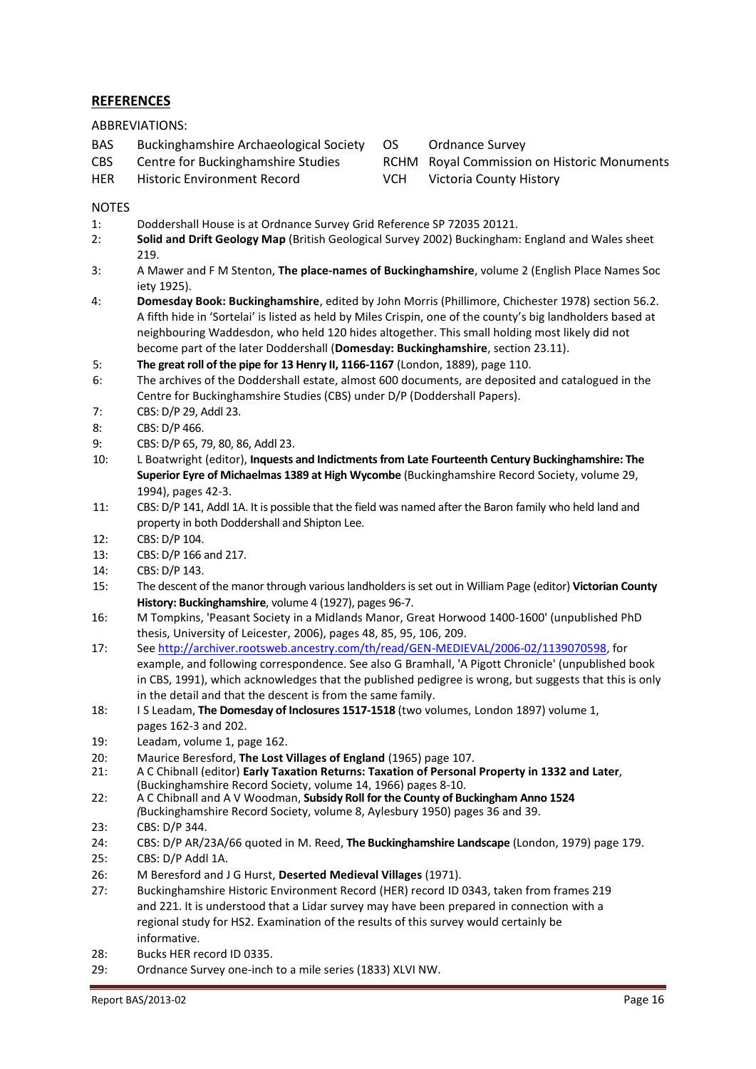## REFERENCES

ABBREVIATIONS:

| | | | |
|---|---|---|---|
| BAS | Buckinghamshire Archaeological Society | OS | Ordnance Survey |
| CBS | Centre for Buckinghamshire Studies | RCHM | Royal Commission on Historic Monuments |
| HER | Historic Environment Record | VCH | Victoria County History |

NOTES

1: Doddershall House is at Ordnance Survey Grid Reference SP 72035 20121.

2: **Solid and Drift Geology Map** (British Geological Survey 2002) Buckingham: England and Wales sheet 219.

3: A Mawer and F M Stenton, **The place-names of Buckinghamshire**, volume 2 (English Place Names Soc iety 1925).

4: **Domesday Book: Buckinghamshire**, edited by John Morris (Phillimore, Chichester 1978) section 56.2. A fifth hide in 'Sortelai' is listed as held by Miles Crispin, one of the county's big landholders based at neighbouring Waddesdon, who held 120 hides altogether. This small holding most likely did not become part of the later Doddershall (**Domesday: Buckinghamshire**, section 23.11).

5: **The great roll of the pipe for 13 Henry II, 1166-1167** (London, 1889), page 110.

6: The archives of the Doddershall estate, almost 600 documents, are deposited and catalogued in the Centre for Buckinghamshire Studies (CBS) under D/P (Doddershall Papers).

7: CBS: D/P 29, Addl 23.

8: CBS: D/P 466.

9: CBS: D/P 65, 79, 80, 86, Addl 23.

10: L Boatwright (editor), **Inquests and Indictments from Late Fourteenth Century Buckinghamshire: The Superior Eyre of Michaelmas 1389 at High Wycombe** (Buckinghamshire Record Society, volume 29, 1994), pages 42-3.

11: CBS: D/P 141, Addl 1A. It is possible that the field was named after the Baron family who held land and property in both Doddershall and Shipton Lee.

12: CBS: D/P 104.

13: CBS: D/P 166 and 217.

14: CBS: D/P 143.

15: The descent of the manor through various landholders is set out in William Page (editor) **Victorian County History: Buckinghamshire**, volume 4 (1927), pages 96-7.

16: M Tompkins, 'Peasant Society in a Midlands Manor, Great Horwood 1400-1600' (unpublished PhD thesis, University of Leicester, 2006), pages 48, 85, 95, 106, 209.

17: See http://archiver.rootsweb.ancestry.com/th/read/GEN-MEDIEVAL/2006-02/1139070598, for example, and following correspondence. See also G Bramhall, 'A Pigott Chronicle' (unpublished book in CBS, 1991), which acknowledges that the published pedigree is wrong, but suggests that this is only in the detail and that the descent is from the same family.

18: I S Leadam, **The Domesday of Inclosures 1517-1518** (two volumes, London 1897) volume 1, pages 162-3 and 202.

19: Leadam, volume 1, page 162.

20: Maurice Beresford, **The Lost Villages of England** (1965) page 107.

21: A C Chibnall (editor) **Early Taxation Returns: Taxation of Personal Property in 1332 and Later**, (Buckinghamshire Record Society, volume 14, 1966) pages 8-10.

22: A C Chibnall and A V Woodman, **Subsidy Roll for the County of Buckingham Anno 1524** *(*Buckinghamshire Record Society, volume 8, Aylesbury 1950) pages 36 and 39.

23: CBS: D/P 344.

24: CBS: D/P AR/23A/66 quoted in M. Reed, **The Buckinghamshire Landscape** (London, 1979) page 179.

25: CBS: D/P Addl 1A.

26: M Beresford and J G Hurst, **Deserted Medieval Villages** (1971).

27: Buckinghamshire Historic Environment Record (HER) record ID 0343, taken from frames 219 and 221. It is understood that a Lidar survey may have been prepared in connection with a regional study for HS2. Examination of the results of this survey would certainly be informative.

28: Bucks HER record ID 0335.

29: Ordnance Survey one-inch to a mile series (1833) XLVI NW.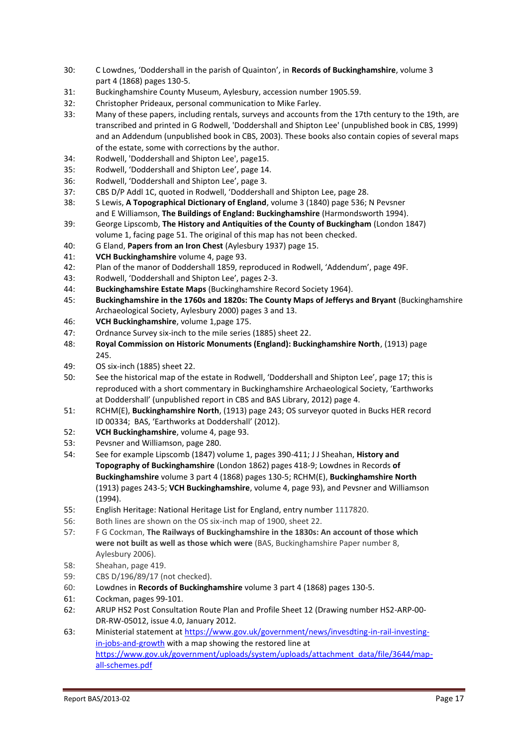30: C Lowdnes, 'Doddershall in the parish of Quainton', in **Records of Buckinghamshire**, volume 3 part 4 (1868) pages 130-5.

31: Buckinghamshire County Museum, Aylesbury, accession number 1905.59.

32: Christopher Prideaux, personal communication to Mike Farley.

33: Many of these papers, including rentals, surveys and accounts from the 17th century to the 19th, are transcribed and printed in G Rodwell, 'Doddershall and Shipton Lee' (unpublished book in CBS, 1999) and an Addendum (unpublished book in CBS, 2003). These books also contain copies of several maps of the estate, some with corrections by the author.

34: Rodwell, 'Doddershall and Shipton Lee', page15.

35: Rodwell, 'Doddershall and Shipton Lee', page 14.

36: Rodwell, 'Doddershall and Shipton Lee', page 3.

37: CBS D/P Addl 1C, quoted in Rodwell, 'Doddershall and Shipton Lee, page 28.

38: S Lewis, **A Topographical Dictionary of England**, volume 3 (1840) page 536; N Pevsner and E Williamson, **The Buildings of England: Buckinghamshire** (Harmondsworth 1994).

39: George Lipscomb, **The History and Antiquities of the County of Buckingham** (London 1847) volume 1, facing page 51. The original of this map has not been checked.

40: G Eland, **Papers from an Iron Chest** (Aylesbury 1937) page 15.

41: **VCH Buckinghamshire** volume 4, page 93.

42: Plan of the manor of Doddershall 1859, reproduced in Rodwell, 'Addendum', page 49F.

43: Rodwell, 'Doddershall and Shipton Lee', pages 2-3.

44: **Buckinghamshire Estate Maps** (Buckinghamshire Record Society 1964).

45: **Buckinghamshire in the 1760s and 1820s: The County Maps of Jefferys and Bryant** (Buckinghamshire Archaeological Society, Aylesbury 2000) pages 3 and 13.

46: **VCH Buckinghamshire**, volume 1,page 175.

47: Ordnance Survey six-inch to the mile series (1885) sheet 22.

48: **Royal Commission on Historic Monuments (England): Buckinghamshire North**, (1913) page 245.

49: OS six-inch (1885) sheet 22.

50: See the historical map of the estate in Rodwell, 'Doddershall and Shipton Lee', page 17; this is reproduced with a short commentary in Buckinghamshire Archaeological Society, 'Earthworks at Doddershall' (unpublished report in CBS and BAS Library, 2012) page 4.

51: RCHM(E), **Buckinghamshire North**, (1913) page 243; OS surveyor quoted in Bucks HER record ID 00334; BAS, 'Earthworks at Doddershall' (2012).

52: **VCH Buckinghamshire**, volume 4, page 93.

53: Pevsner and Williamson, page 280.

54: See for example Lipscomb (1847) volume 1, pages 390-411; J J Sheahan, **History and Topography of Buckinghamshire** (London 1862) pages 418-9; Lowdnes in Records **of Buckinghamshire** volume 3 part 4 (1868) pages 130-5; RCHM(E), **Buckinghamshire North** (1913) pages 243-5; **VCH Buckinghamshire**, volume 4, page 93), and Pevsner and Williamson (1994).

55: English Heritage: National Heritage List for England, entry number 1117820.

56: Both lines are shown on the OS six-inch map of 1900, sheet 22.

57: F G Cockman, **The Railways of Buckinghamshire in the 1830s: An account of those which were not built as well as those which were** (BAS, Buckinghamshire Paper number 8, Aylesbury 2006).

58: Sheahan, page 419.

59: CBS D/196/89/17 (not checked).

60: Lowdnes in **Records of Buckinghamshire** volume 3 part 4 (1868) pages 130-5.

61: Cockman, pages 99-101.

62: ARUP HS2 Post Consultation Route Plan and Profile Sheet 12 (Drawing number HS2-ARP-00-DR-RW-05012, issue 4.0, January 2012.

63: Ministerial statement at https://www.gov.uk/government/news/invesdting-in-rail-investing-in-jobs-and-growth with a map showing the restored line at https://www.gov.uk/government/uploads/system/uploads/attachment_data/file/3644/map-all-schemes.pdf